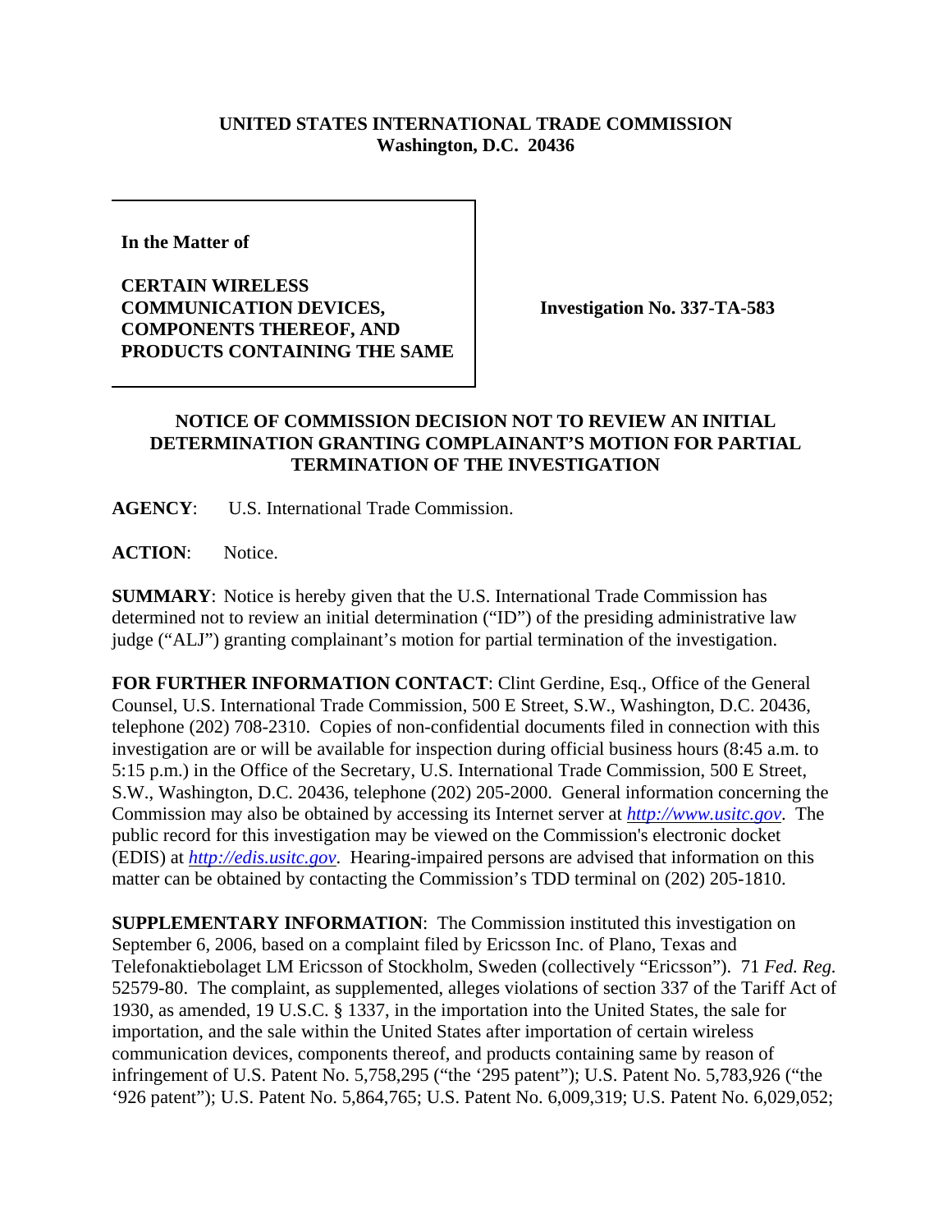**UNITED STATES INTERNATIONAL TRADE COMMISSION**
**Washington, D.C. 20436**

| | |
|---|---|
| **In the Matter of**<br><br>**CERTAIN WIRELESS COMMUNICATION DEVICES, COMPONENTS THEREOF, AND PRODUCTS CONTAINING THE SAME** | **Investigation No. 337-TA-583** |

## NOTICE OF COMMISSION DECISION NOT TO REVIEW AN INITIAL DETERMINATION GRANTING COMPLAINANT'S MOTION FOR PARTIAL TERMINATION OF THE INVESTIGATION

**AGENCY**: U.S. International Trade Commission.

**ACTION**: Notice.

**SUMMARY**: Notice is hereby given that the U.S. International Trade Commission has determined not to review an initial determination ("ID") of the presiding administrative law judge ("ALJ") granting complainant's motion for partial termination of the investigation.

**FOR FURTHER INFORMATION CONTACT**: Clint Gerdine, Esq., Office of the General Counsel, U.S. International Trade Commission, 500 E Street, S.W., Washington, D.C. 20436, telephone (202) 708-2310. Copies of non-confidential documents filed in connection with this investigation are or will be available for inspection during official business hours (8:45 a.m. to 5:15 p.m.) in the Office of the Secretary, U.S. International Trade Commission, 500 E Street, S.W., Washington, D.C. 20436, telephone (202) 205-2000. General information concerning the Commission may also be obtained by accessing its Internet server at *http://www.usitc.gov*. The public record for this investigation may be viewed on the Commission's electronic docket (EDIS) at *http://edis.usitc.gov*. Hearing-impaired persons are advised that information on this matter can be obtained by contacting the Commission's TDD terminal on (202) 205-1810.

**SUPPLEMENTARY INFORMATION**: The Commission instituted this investigation on September 6, 2006, based on a complaint filed by Ericsson Inc. of Plano, Texas and Telefonaktiebolaget LM Ericsson of Stockholm, Sweden (collectively "Ericsson"). 71 *Fed. Reg.* 52579-80. The complaint, as supplemented, alleges violations of section 337 of the Tariff Act of 1930, as amended, 19 U.S.C. § 1337, in the importation into the United States, the sale for importation, and the sale within the United States after importation of certain wireless communication devices, components thereof, and products containing same by reason of infringement of U.S. Patent No. 5,758,295 ("the '295 patent"); U.S. Patent No. 5,783,926 ("the '926 patent"); U.S. Patent No. 5,864,765; U.S. Patent No. 6,009,319; U.S. Patent No. 6,029,052;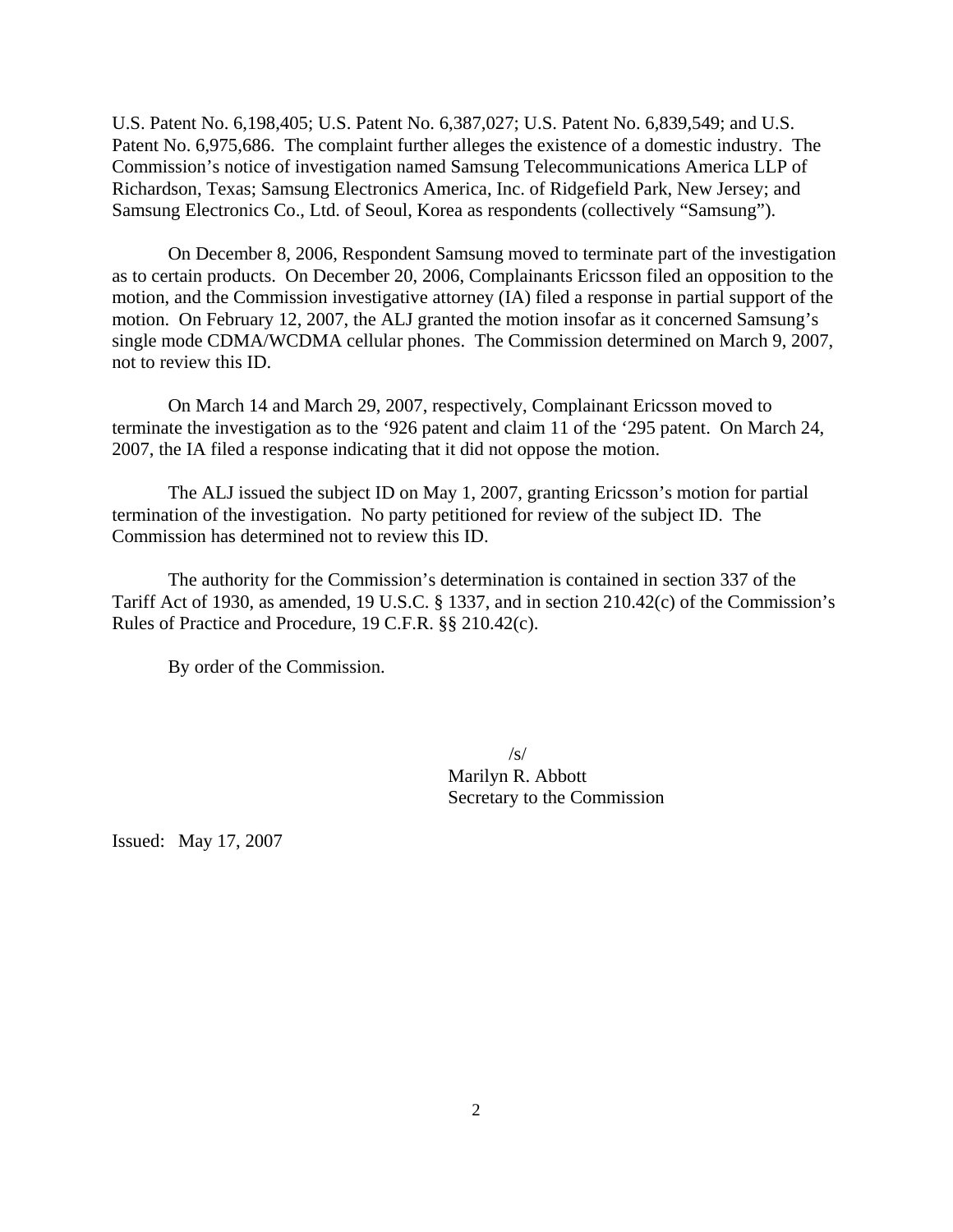U.S. Patent No. 6,198,405; U.S. Patent No. 6,387,027; U.S. Patent No. 6,839,549; and U.S. Patent No. 6,975,686. The complaint further alleges the existence of a domestic industry. The Commission's notice of investigation named Samsung Telecommunications America LLP of Richardson, Texas; Samsung Electronics America, Inc. of Ridgefield Park, New Jersey; and Samsung Electronics Co., Ltd. of Seoul, Korea as respondents (collectively "Samsung").

On December 8, 2006, Respondent Samsung moved to terminate part of the investigation as to certain products. On December 20, 2006, Complainants Ericsson filed an opposition to the motion, and the Commission investigative attorney (IA) filed a response in partial support of the motion. On February 12, 2007, the ALJ granted the motion insofar as it concerned Samsung's single mode CDMA/WCDMA cellular phones. The Commission determined on March 9, 2007, not to review this ID.

On March 14 and March 29, 2007, respectively, Complainant Ericsson moved to terminate the investigation as to the '926 patent and claim 11 of the '295 patent. On March 24, 2007, the IA filed a response indicating that it did not oppose the motion.

The ALJ issued the subject ID on May 1, 2007, granting Ericsson's motion for partial termination of the investigation. No party petitioned for review of the subject ID. The Commission has determined not to review this ID.

The authority for the Commission's determination is contained in section 337 of the Tariff Act of 1930, as amended, 19 U.S.C. § 1337, and in section 210.42(c) of the Commission's Rules of Practice and Procedure, 19 C.F.R. §§ 210.42(c).

By order of the Commission.

/s/
Marilyn R. Abbott
Secretary to the Commission

Issued: May 17, 2007